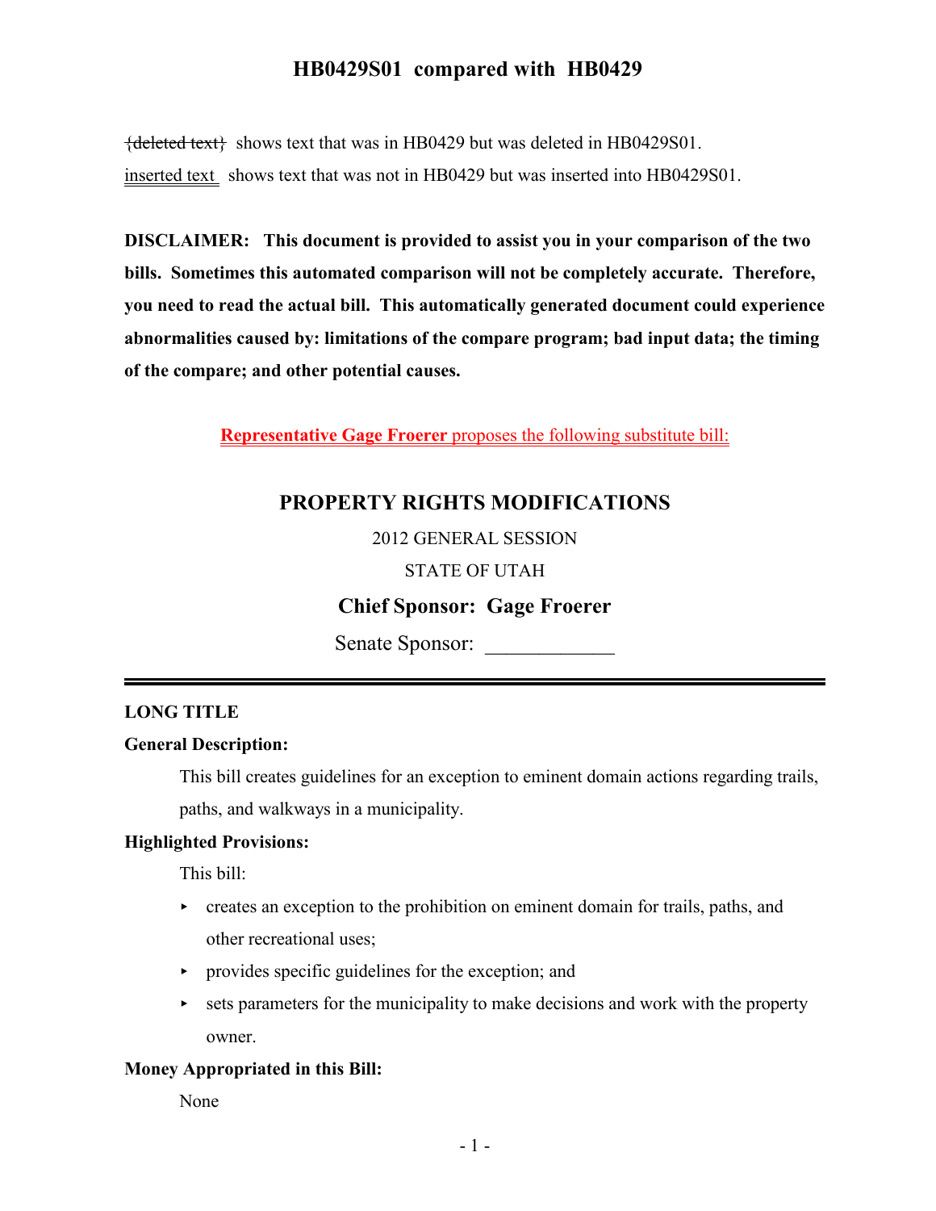# HB0429S01 compared with HB0429

~~{deleted text}~~ shows text that was in HB0429 but was deleted in HB0429S01.

inserted text shows text that was not in HB0429 but was inserted into HB0429S01.

**DISCLAIMER: This document is provided to assist you in your comparison of the two bills. Sometimes this automated comparison will not be completely accurate. Therefore, you need to read the actual bill. This automatically generated document could experience abnormalities caused by: limitations of the compare program; bad input data; the timing of the compare; and other potential causes.**

**Representative Gage Froerer** proposes the following substitute bill:

## PROPERTY RIGHTS MODIFICATIONS

2012 GENERAL SESSION

STATE OF UTAH

**Chief Sponsor: Gage Froerer**

Senate Sponsor: ____________

---

**LONG TITLE**

**General Description:**

This bill creates guidelines for an exception to eminent domain actions regarding trails, paths, and walkways in a municipality.

**Highlighted Provisions:**

This bill:

- creates an exception to the prohibition on eminent domain for trails, paths, and other recreational uses;
- provides specific guidelines for the exception; and
- sets parameters for the municipality to make decisions and work with the property owner.

**Money Appropriated in this Bill:**

None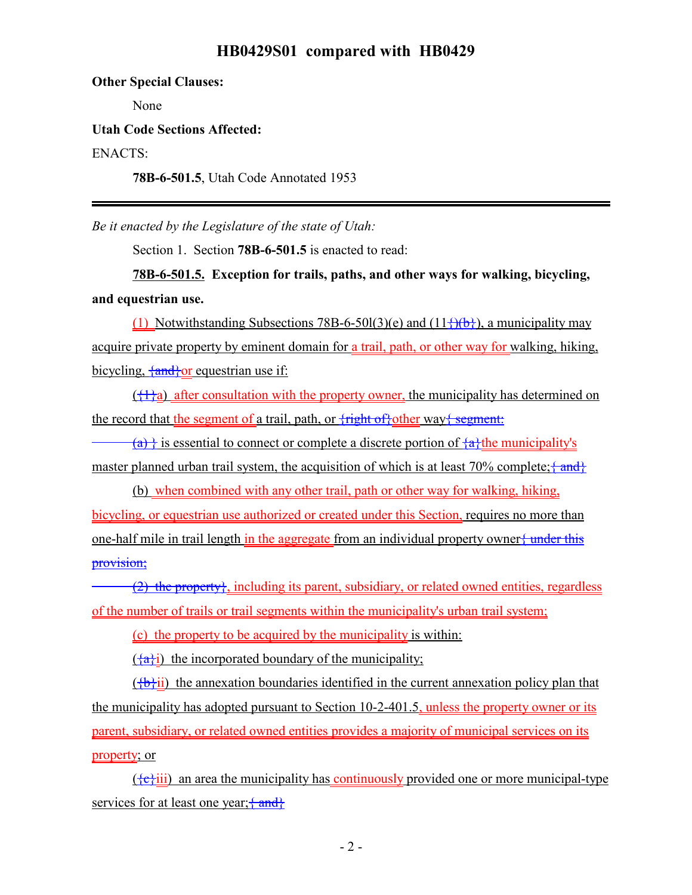**Other Special Clauses:**

None

**Utah Code Sections Affected:**

ENACTS:

**78B-6-501.5**, Utah Code Annotated 1953

---

*Be it enacted by the Legislature of the state of Utah:*

Section 1. Section **78B-6-501.5** is enacted to read:

**78B-6-501.5. Exception for trails, paths, and other ways for walking, bicycling, and equestrian use.**

(1) Notwithstanding Subsections 78B-6-50l(3)(e) and (11{)(b}), a municipality may acquire private property by eminent domain for a trail, path, or other way for walking, hiking, bicycling, {and}or equestrian use if:

({1}a) after consultation with the property owner, the municipality has determined on the record that the segment of a trail, path, or {right of}other way{ segment:

(a) } is essential to connect or complete a discrete portion of {a}the municipality's master planned urban trail system, the acquisition of which is at least 70% complete;{ and}

(b) when combined with any other trail, path or other way for walking, hiking, bicycling, or equestrian use authorized or created under this Section, requires no more than one-half mile in trail length in the aggregate from an individual property owner{ under this provision;

(2) the property}, including its parent, subsidiary, or related owned entities, regardless of the number of trails or trail segments within the municipality's urban trail system;

(c) the property to be acquired by the municipality is within:

({a}i) the incorporated boundary of the municipality;

({b}ii) the annexation boundaries identified in the current annexation policy plan that the municipality has adopted pursuant to Section 10-2-401.5, unless the property owner or its parent, subsidiary, or related owned entities provides a majority of municipal services on its property; or

({c}iii) an area the municipality has continuously provided one or more municipal-type services for at least one year;{ and}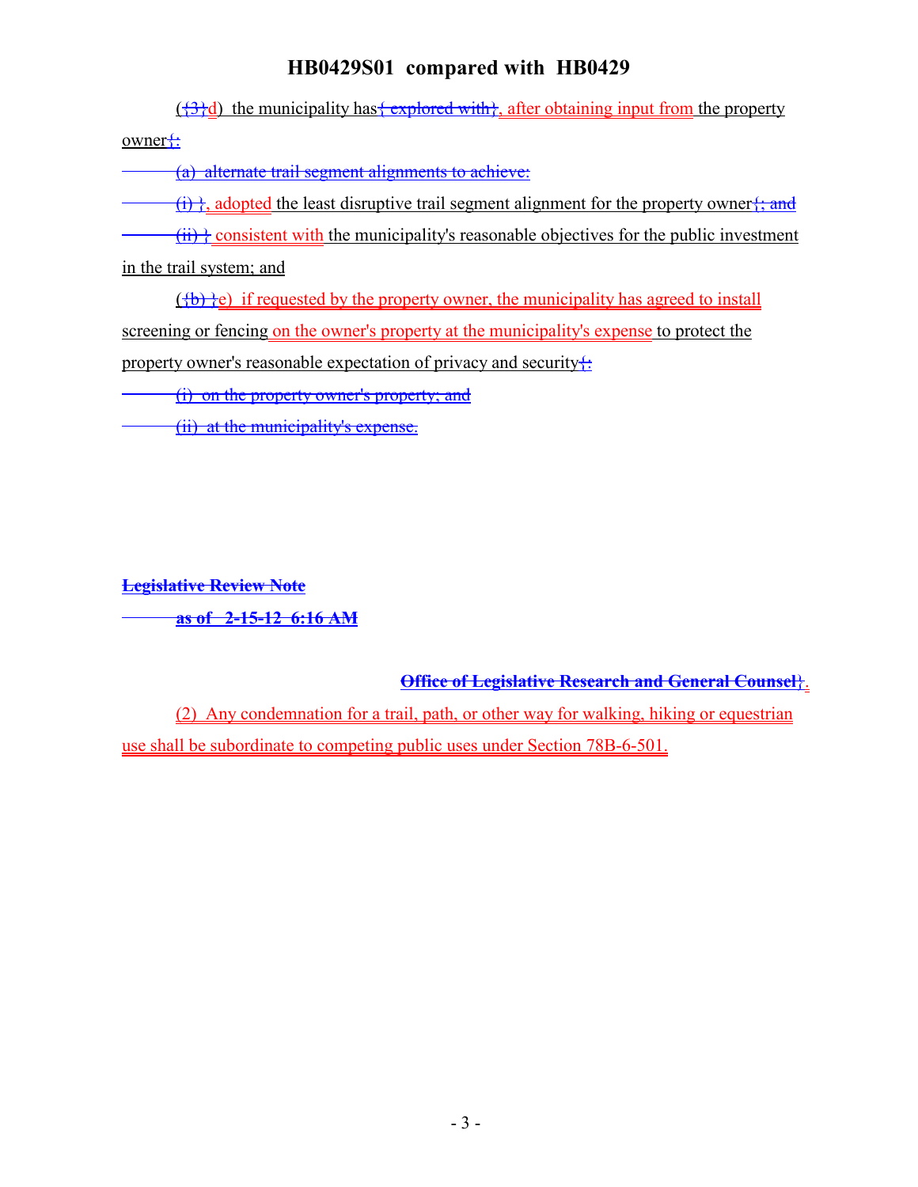(~~{3}~~d) the municipality has~~{ explored with}~~, after obtaining input from the property owner~~{:~~

~~(a) alternate trail segment alignments to achieve:~~

~~(i) }~~, adopted the least disruptive trail segment alignment for the property owner~~{; and~~

~~(ii) }~~ consistent with the municipality's reasonable objectives for the public investment in the trail system; and

(~~{b) }~~e) if requested by the property owner, the municipality has agreed to install screening or fencing on the owner's property at the municipality's expense to protect the property owner's reasonable expectation of privacy and security~~{:~~

~~(i) on the property owner's property; and~~

~~(ii) at the municipality's expense.~~

~~**Legislative Review Note**~~

~~**as of 2-15-12 6:16 AM**~~

~~**Office of Legislative Research and General Counsel**}~~.

(2) Any condemnation for a trail, path, or other way for walking, hiking or equestrian use shall be subordinate to competing public uses under Section 78B-6-501.